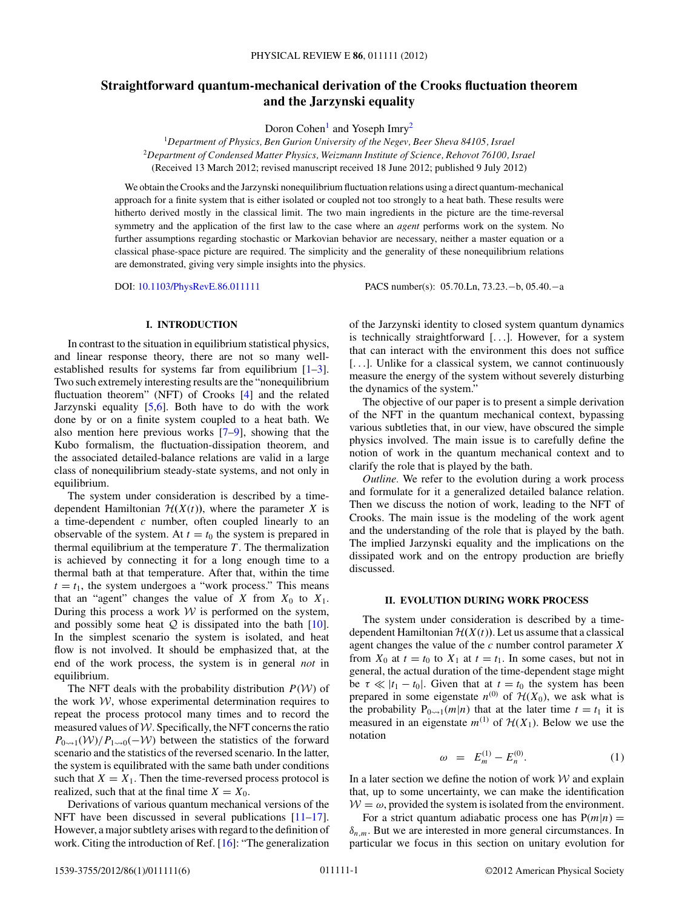# Straightforward quantum-mechanical derivation of the Crooks fluctuation theorem and the Jarzynski equality

Doron Cohen[1] and Yoseph Imry[2]

[1]*Department of Physics, Ben Gurion University of the Negev, Beer Sheva 84105, Israel*

[2]*Department of Condensed Matter Physics, Weizmann Institute of Science, Rehovot 76100, Israel*

(Received 13 March 2012; revised manuscript received 18 June 2012; published 9 July 2012)

We obtain the Crooks and the Jarzynski nonequilibrium fluctuation relations using a direct quantum-mechanical approach for a finite system that is either isolated or coupled not too strongly to a heat bath. These results were hitherto derived mostly in the classical limit. The two main ingredients in the picture are the time-reversal symmetry and the application of the first law to the case where an *agent* performs work on the system. No further assumptions regarding stochastic or Markovian behavior are necessary, neither a master equation or a classical phase-space picture are required. The simplicity and the generality of these nonequilibrium relations are demonstrated, giving very simple insights into the physics.

DOI: 10.1103/PhysRevE.86.011111

PACS number(s): 05.70.Ln, 73.23.−b, 05.40.−a

## I. INTRODUCTION

In contrast to the situation in equilibrium statistical physics, and linear response theory, there are not so many well-established results for systems far from equilibrium [1–3]. Two such extremely interesting results are the "nonequilibrium fluctuation theorem" (NFT) of Crooks [4] and the related Jarzynski equality [5,6]. Both have to do with the work done by or on a finite system coupled to a heat bath. We also mention here previous works [7–9], showing that the Kubo formalism, the fluctuation-dissipation theorem, and the associated detailed-balance relations are valid in a large class of nonequilibrium steady-state systems, and not only in equilibrium.

The system under consideration is described by a time-dependent Hamiltonian $\mathcal{H}(X(t))$, where the parameter $X$ is a time-dependent $c$ number, often coupled linearly to an observable of the system. At $t = t_0$ the system is prepared in thermal equilibrium at the temperature $T$. The thermalization is achieved by connecting it for a long enough time to a thermal bath at that temperature. After that, within the time $t = t_1$, the system undergoes a "work process." This means that an "agent" changes the value of $X$ from $X_0$ to $X_1$. During this process a work $\mathcal{W}$ is performed on the system, and possibly some heat $\mathcal{Q}$ is dissipated into the bath [10]. In the simplest scenario the system is isolated, and heat flow is not involved. It should be emphasized that, at the end of the work process, the system is in general *not* in equilibrium.

The NFT deals with the probability distribution $P(\mathcal{W})$ of the work $\mathcal{W}$, whose experimental determination requires to repeat the process protocol many times and to record the measured values of $\mathcal{W}$. Specifically, the NFT concerns the ratio $P_{0\rightsquigarrow 1}(\mathcal{W})/P_{1\rightsquigarrow 0}(-\mathcal{W})$ between the statistics of the forward scenario and the statistics of the reversed scenario. In the latter, the system is equilibrated with the same bath under conditions such that $X = X_1$. Then the time-reversed process protocol is realized, such that at the final time $X = X_0$.

Derivations of various quantum mechanical versions of the NFT have been discussed in several publications [11–17]. However, a major subtlety arises with regard to the definition of work. Citing the introduction of Ref. [16]: "The generalization of the Jarzynski identity to closed system quantum dynamics is technically straightforward [...]. However, for a system that can interact with the environment this does not suffice [...]. Unlike for a classical system, we cannot continuously measure the energy of the system without severely disturbing the dynamics of the system."

The objective of our paper is to present a simple derivation of the NFT in the quantum mechanical context, bypassing various subtleties that, in our view, have obscured the simple physics involved. The main issue is to carefully define the notion of work in the quantum mechanical context and to clarify the role that is played by the bath.

*Outline.* We refer to the evolution during a work process and formulate for it a generalized detailed balance relation. Then we discuss the notion of work, leading to the NFT of Crooks. The main issue is the modeling of the work agent and the understanding of the role that is played by the bath. The implied Jarzynski equality and the implications on the dissipated work and on the entropy production are briefly discussed.

## II. EVOLUTION DURING WORK PROCESS

The system under consideration is described by a time-dependent Hamiltonian $\mathcal{H}(X(t))$. Let us assume that a classical agent changes the value of the $c$ number control parameter $X$ from $X_0$ at $t = t_0$ to $X_1$ at $t = t_1$. In some cases, but not in general, the actual duration of the time-dependent stage might be $\tau \ll |t_1 - t_0|$. Given that at $t = t_0$ the system has been prepared in some eigenstate $n^{(0)}$ of $\mathcal{H}(X_0)$, we ask what is the probability $\mathrm{P}_{0\rightsquigarrow 1}(m|n)$ that at the later time $t = t_1$ it is measured in an eigenstate $m^{(1)}$ of $\mathcal{H}(X_1)$. Below we use the notation

$$\omega \;=\; E_m^{(1)} - E_n^{(0)}. \tag{1}$$

In a later section we define the notion of work $\mathcal{W}$ and explain that, up to some uncertainty, we can make the identification $\mathcal{W} = \omega$, provided the system is isolated from the environment.

For a strict quantum adiabatic process one has $\mathrm{P}(m|n) = \delta_{n,m}$. But we are interested in more general circumstances. In particular we focus in this section on unitary evolution for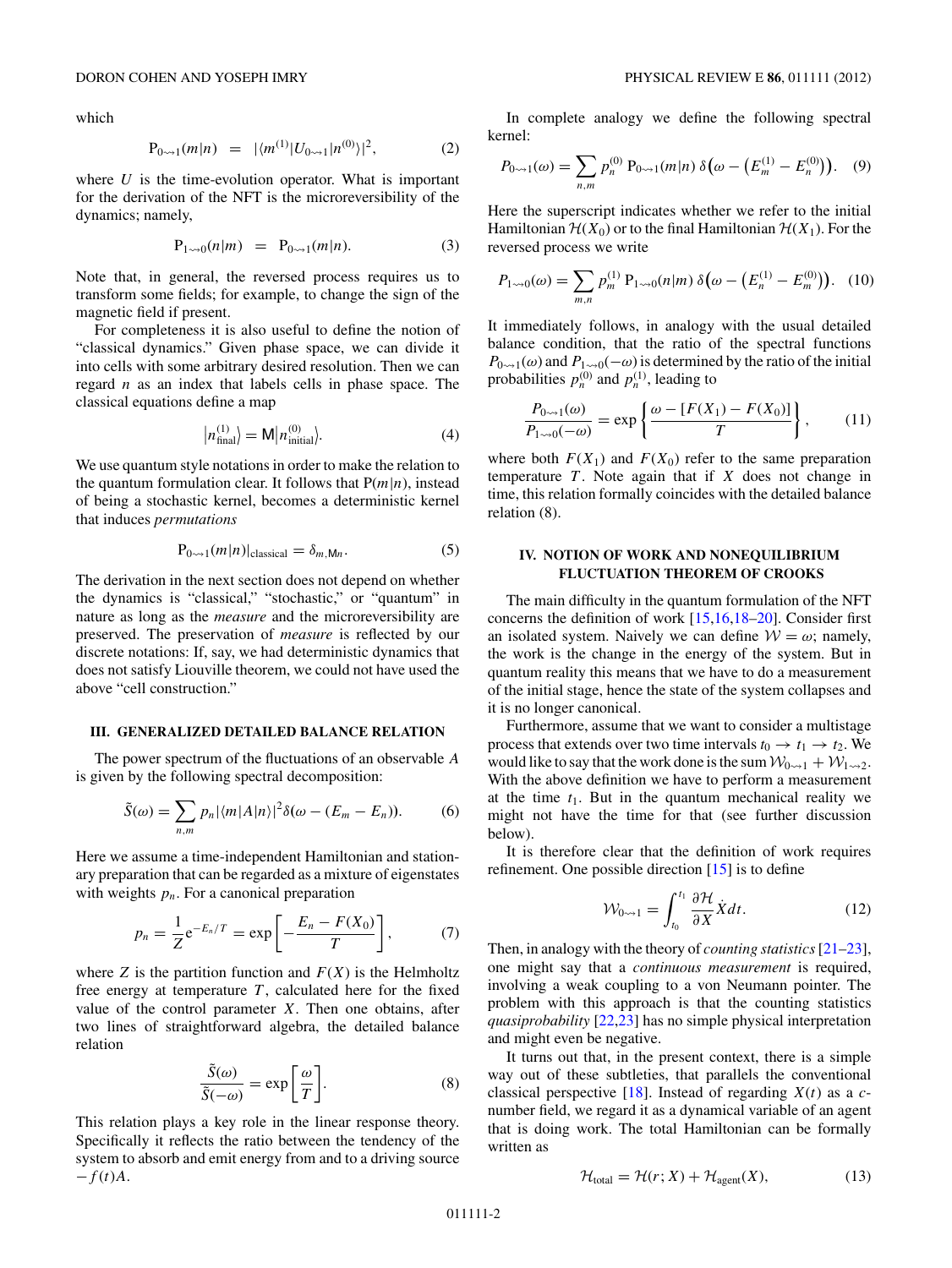which

$$\mathrm{P}_{0\rightsquigarrow 1}(m|n) \;=\; |\langle m^{(1)}|U_{0\rightsquigarrow 1}|n^{(0)}\rangle|^2, \tag{2}$$

where $U$ is the time-evolution operator. What is important for the derivation of the NFT is the microreversibility of the dynamics; namely,

$$\mathrm{P}_{1\rightsquigarrow 0}(n|m) \;=\; \mathrm{P}_{0\rightsquigarrow 1}(m|n). \tag{3}$$

Note that, in general, the reversed process requires us to transform some fields; for example, to change the sign of the magnetic field if present.

For completeness it is also useful to define the notion of "classical dynamics." Given phase space, we can divide it into cells with some arbitrary desired resolution. Then we can regard $n$ as an index that labels cells in phase space. The classical equations define a map

$$\big|n^{(1)}_{\text{final}}\big\rangle = \mathsf{M}\big|n^{(0)}_{\text{initial}}\big\rangle. \tag{4}$$

We use quantum style notations in order to make the relation to the quantum formulation clear. It follows that $\mathrm{P}(m|n)$, instead of being a stochastic kernel, becomes a deterministic kernel that induces *permutations*

$$\mathrm{P}_{0\rightsquigarrow 1}(m|n)|_{\text{classical}} = \delta_{m,\mathsf{M}n}. \tag{5}$$

The derivation in the next section does not depend on whether the dynamics is "classical," "stochastic," or "quantum" in nature as long as the *measure* and the microreversibility are preserved. The preservation of *measure* is reflected by our discrete notations: If, say, we had deterministic dynamics that does not satisfy Liouville theorem, we could not have used the above "cell construction."

## III. GENERALIZED DETAILED BALANCE RELATION

The power spectrum of the fluctuations of an observable $A$ is given by the following spectral decomposition:

$$\tilde{S}(\omega) = \sum_{n,m} p_n |\langle m|A|n\rangle|^2 \delta(\omega - (E_m - E_n)). \tag{6}$$

Here we assume a time-independent Hamiltonian and stationary preparation that can be regarded as a mixture of eigenstates with weights $p_n$. For a canonical preparation

$$p_n = \frac{1}{Z}\mathrm{e}^{-E_n/T} = \exp\left[-\frac{E_n - F(X_0)}{T}\right], \tag{7}$$

where $Z$ is the partition function and $F(X)$ is the Helmholtz free energy at temperature $T$, calculated here for the fixed value of the control parameter $X$. Then one obtains, after two lines of straightforward algebra, the detailed balance relation

$$\frac{\tilde{S}(\omega)}{\tilde{S}(-\omega)} = \exp\left[\frac{\omega}{T}\right]. \tag{8}$$

This relation plays a key role in the linear response theory. Specifically it reflects the ratio between the tendency of the system to absorb and emit energy from and to a driving source $-f(t)A$.

In complete analogy we define the following spectral kernel:

$$P_{0\rightsquigarrow 1}(\omega) = \sum_{n,m} p^{(0)}_n \, \mathrm{P}_{0\rightsquigarrow 1}(m|n)\, \delta\big(\omega - \big(E^{(1)}_m - E^{(0)}_n\big)\big). \tag{9}$$

Here the superscript indicates whether we refer to the initial Hamiltonian $\mathcal{H}(X_0)$ or to the final Hamiltonian $\mathcal{H}(X_1)$. For the reversed process we write

$$P_{1\rightsquigarrow 0}(\omega) = \sum_{m,n} p^{(1)}_m \, \mathrm{P}_{1\rightsquigarrow 0}(n|m)\, \delta\big(\omega - \big(E^{(1)}_n - E^{(0)}_m\big)\big). \tag{10}$$

It immediately follows, in analogy with the usual detailed balance condition, that the ratio of the spectral functions $P_{0\rightsquigarrow 1}(\omega)$ and $P_{1\rightsquigarrow 0}(-\omega)$ is determined by the ratio of the initial probabilities $p^{(0)}_n$ and $p^{(1)}_n$, leading to

$$\frac{P_{0\rightsquigarrow 1}(\omega)}{P_{1\rightsquigarrow 0}(-\omega)} = \exp\left\{\frac{\omega - [F(X_1) - F(X_0)]}{T}\right\}, \tag{11}$$

where both $F(X_1)$ and $F(X_0)$ refer to the same preparation temperature $T$. Note again that if $X$ does not change in time, this relation formally coincides with the detailed balance relation (8).

## IV. NOTION OF WORK AND NONEQUILIBRIUM FLUCTUATION THEOREM OF CROOKS

The main difficulty in the quantum formulation of the NFT concerns the definition of work [15,16,18–20]. Consider first an isolated system. Naively we can define $\mathcal{W} = \omega$; namely, the work is the change in the energy of the system. But in quantum reality this means that we have to do a measurement of the initial stage, hence the state of the system collapses and it is no longer canonical.

Furthermore, assume that we want to consider a multistage process that extends over two time intervals $t_0 \to t_1 \to t_2$. We would like to say that the work done is the sum $\mathcal{W}_{0\rightsquigarrow 1} + \mathcal{W}_{1\rightsquigarrow 2}$. With the above definition we have to perform a measurement at the time $t_1$. But in the quantum mechanical reality we might not have the time for that (see further discussion below).

It is therefore clear that the definition of work requires refinement. One possible direction [15] is to define

$$\mathcal{W}_{0\rightsquigarrow 1} = \int_{t_0}^{t_1} \frac{\partial \mathcal{H}}{\partial X}\dot{X}dt. \tag{12}$$

Then, in analogy with the theory of *counting statistics* [21–23], one might say that a *continuous measurement* is required, involving a weak coupling to a von Neumann pointer. The problem with this approach is that the counting statistics *quasiprobability* [22,23] has no simple physical interpretation and might even be negative.

It turns out that, in the present context, there is a simple way out of these subtleties, that parallels the conventional classical perspective [18]. Instead of regarding $X(t)$ as a $c$-number field, we regard it as a dynamical variable of an agent that is doing work. The total Hamiltonian can be formally written as

$$\mathcal{H}_{\text{total}} = \mathcal{H}(r;X) + \mathcal{H}_{\text{agent}}(X), \tag{13}$$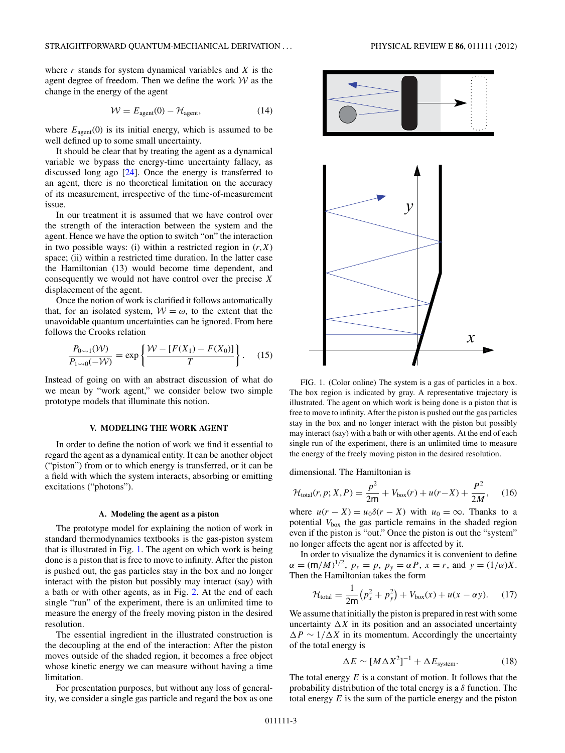where $r$ stands for system dynamical variables and $X$ is the agent degree of freedom. Then we define the work $\mathcal{W}$ as the change in the energy of the agent

$$\mathcal{W} = E_{\text{agent}}(0) - \mathcal{H}_{\text{agent}}, \tag{14}$$

where $E_{\text{agent}}(0)$ is its initial energy, which is assumed to be well defined up to some small uncertainty.

It should be clear that by treating the agent as a dynamical variable we bypass the energy-time uncertainty fallacy, as discussed long ago [24]. Once the energy is transferred to an agent, there is no theoretical limitation on the accuracy of its measurement, irrespective of the time-of-measurement issue.

In our treatment it is assumed that we have control over the strength of the interaction between the system and the agent. Hence we have the option to switch "on" the interaction in two possible ways: (i) within a restricted region in $(r,X)$ space; (ii) within a restricted time duration. In the latter case the Hamiltonian (13) would become time dependent, and consequently we would not have control over the precise $X$ displacement of the agent.

Once the notion of work is clarified it follows automatically that, for an isolated system, $\mathcal{W} = \omega$, to the extent that the unavoidable quantum uncertainties can be ignored. From here follows the Crooks relation

$$\frac{P_{0\rightsquigarrow 1}(\mathcal{W})}{P_{1\rightsquigarrow 0}(-\mathcal{W})} = \exp\left\{\frac{\mathcal{W} - [F(X_1) - F(X_0)]}{T}\right\}. \tag{15}$$

Instead of going on with an abstract discussion of what do we mean by "work agent," we consider below two simple prototype models that illuminate this notion.

## V. MODELING THE WORK AGENT

In order to define the notion of work we find it essential to regard the agent as a dynamical entity. It can be another object ("piston") from or to which energy is transferred, or it can be a field with which the system interacts, absorbing or emitting excitations ("photons").

### A. Modeling the agent as a piston

The prototype model for explaining the notion of work in standard thermodynamics textbooks is the gas-piston system that is illustrated in Fig. 1. The agent on which work is being done is a piston that is free to move to infinity. After the piston is pushed out, the gas particles stay in the box and no longer interact with the piston but possibly may interact (say) with a bath or with other agents, as in Fig. 2. At the end of each single "run" of the experiment, there is an unlimited time to measure the energy of the freely moving piston in the desired resolution.

The essential ingredient in the illustrated construction is the decoupling at the end of the interaction: After the piston moves outside of the shaded region, it becomes a free object whose kinetic energy we can measure without having a time limitation.

For presentation purposes, but without any loss of generality, we consider a single gas particle and regard the box as one dimensional. The Hamiltonian is

$$\mathcal{H}_{\text{total}}(r,p;X,P) = \frac{p^2}{2\mathsf{m}} + V_{\text{box}}(r) + u(r-X) + \frac{P^2}{2M}, \tag{16}$$

where $u(r-X) = u_0\delta(r-X)$ with $u_0 = \infty$. Thanks to a potential $V_{\text{box}}$ the gas particle remains in the shaded region even if the piston is "out." Once the piston is out the "system" no longer affects the agent nor is affected by it.

In order to visualize the dynamics it is convenient to define $\alpha = (\mathsf{m}/M)^{1/2}$, $p_x = p$, $p_y = \alpha P$, $x = r$, and $y = (1/\alpha)X$. Then the Hamiltonian takes the form

$$\mathcal{H}_{\text{total}} = \frac{1}{2\mathsf{m}}\left(p_x^2 + p_y^2\right) + V_{\text{box}}(x) + u(x - \alpha y). \tag{17}$$

We assume that initially the piston is prepared in rest with some uncertainty $\Delta X$ in its position and an associated uncertainty $\Delta P \sim 1/\Delta X$ in its momentum. Accordingly the uncertainty of the total energy is

$$\Delta E \sim [M\Delta X^2]^{-1} + \Delta E_{\text{system}}. \tag{18}$$

The total energy $E$ is a constant of motion. It follows that the probability distribution of the total energy is a $\delta$ function. The total energy $E$ is the sum of the particle energy and the piston

y

x

FIG. 1. (Color online) The system is a gas of particles in a box. The box region is indicated by gray. A representative trajectory is illustrated. The agent on which work is being done is a piston that is free to move to infinity. After the piston is pushed out the gas particles stay in the box and no longer interact with the piston but possibly may interact (say) with a bath or with other agents. At the end of each single run of the experiment, there is an unlimited time to measure the energy of the freely moving piston in the desired resolution.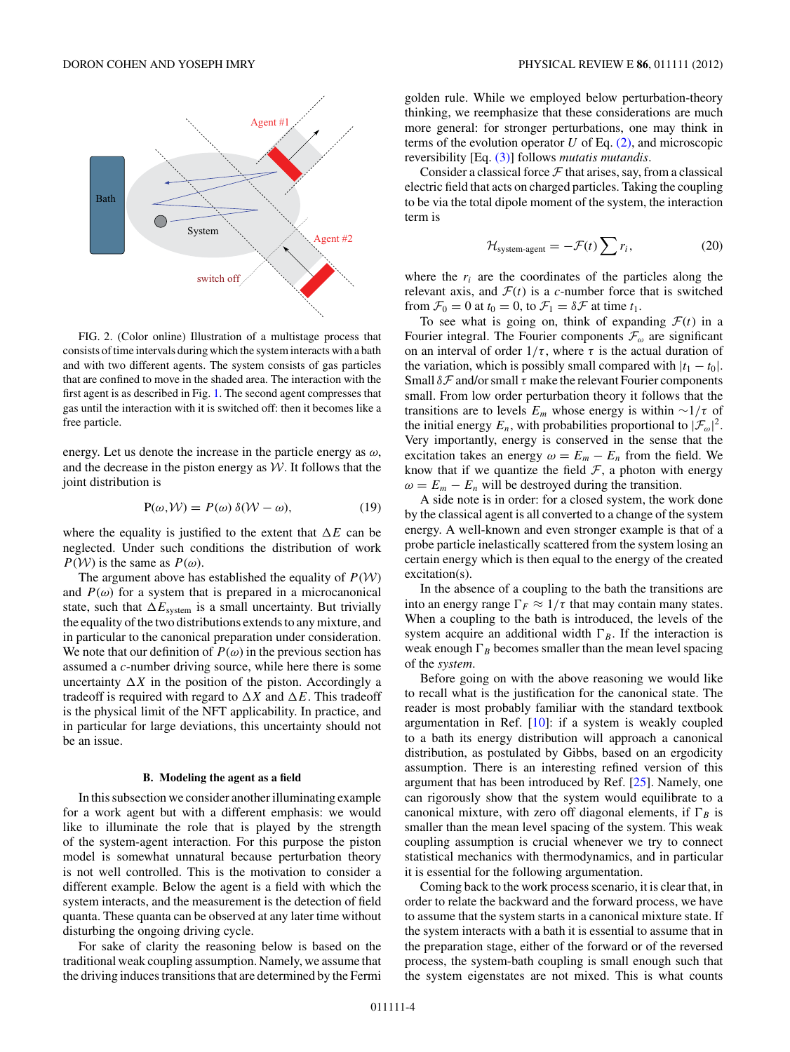FIG. 2. (Color online) Illustration of a multistage process that consists of time intervals during which the system interacts with a bath and with two different agents. The system consists of gas particles that are confined to move in the shaded area. The interaction with the first agent is as described in Fig. 1. The second agent compresses that gas until the interaction with it is switched off: then it becomes like a free particle.

energy. Let us denote the increase in the particle energy as $\omega$, and the decrease in the piston energy as $\mathcal{W}$. It follows that the joint distribution is

$$\mathrm{P}(\omega,\mathcal{W}) = P(\omega)\,\delta(\mathcal{W}-\omega), \tag{19}$$

where the equality is justified to the extent that $\Delta E$ can be neglected. Under such conditions the distribution of work $P(\mathcal{W})$ is the same as $P(\omega)$.

The argument above has established the equality of $P(\mathcal{W})$ and $P(\omega)$ for a system that is prepared in a microcanonical state, such that $\Delta E_{\text{system}}$ is a small uncertainty. But trivially the equality of the two distributions extends to any mixture, and in particular to the canonical preparation under consideration. We note that our definition of $P(\omega)$ in the previous section has assumed a $c$-number driving source, while here there is some uncertainty $\Delta X$ in the position of the piston. Accordingly a tradeoff is required with regard to $\Delta X$ and $\Delta E$. This tradeoff is the physical limit of the NFT applicability. In practice, and in particular for large deviations, this uncertainty should not be an issue.

### B. Modeling the agent as a field

In this subsection we consider another illuminating example for a work agent but with a different emphasis: we would like to illuminate the role that is played by the strength of the system-agent interaction. For this purpose the piston model is somewhat unnatural because perturbation theory is not well controlled. This is the motivation to consider a different example. Below the agent is a field with which the system interacts, and the measurement is the detection of field quanta. These quanta can be observed at any later time without disturbing the ongoing driving cycle.

For sake of clarity the reasoning below is based on the traditional weak coupling assumption. Namely, we assume that the driving induces transitions that are determined by the Fermi golden rule. While we employed below perturbation-theory thinking, we reemphasize that these considerations are much more general: for stronger perturbations, one may think in terms of the evolution operator $U$ of Eq. (2), and microscopic reversibility [Eq. (3)] follows *mutatis mutandis*.

Consider a classical force $\mathcal{F}$ that arises, say, from a classical electric field that acts on charged particles. Taking the coupling to be via the total dipole moment of the system, the interaction term is

$$\mathcal{H}_{\text{system-agent}} = -\mathcal{F}(t)\sum r_i, \tag{20}$$

where the $r_i$ are the coordinates of the particles along the relevant axis, and $\mathcal{F}(t)$ is a $c$-number force that is switched from $\mathcal{F}_0 = 0$ at $t_0 = 0$, to $\mathcal{F}_1 = \delta\mathcal{F}$ at time $t_1$.

To see what is going on, think of expanding $\mathcal{F}(t)$ in a Fourier integral. The Fourier components $\mathcal{F}_\omega$ are significant on an interval of order $1/\tau$, where $\tau$ is the actual duration of the variation, which is possibly small compared with $|t_1 - t_0|$. Small $\delta\mathcal{F}$ and/or small $\tau$ make the relevant Fourier components small. From low order perturbation theory it follows that the transitions are to levels $E_m$ whose energy is within $\sim 1/\tau$ of the initial energy $E_n$, with probabilities proportional to $|\mathcal{F}_\omega|^2$. Very importantly, energy is conserved in the sense that the excitation takes an energy $\omega = E_m - E_n$ from the field. We know that if we quantize the field $\mathcal{F}$, a photon with energy $\omega = E_m - E_n$ will be destroyed during the transition.

A side note is in order: for a closed system, the work done by the classical agent is all converted to a change of the system energy. A well-known and even stronger example is that of a probe particle inelastically scattered from the system losing an certain energy which is then equal to the energy of the created excitation(s).

In the absence of a coupling to the bath the transitions are into an energy range $\Gamma_F \approx 1/\tau$ that may contain many states. When a coupling to the bath is introduced, the levels of the system acquire an additional width $\Gamma_B$. If the interaction is weak enough $\Gamma_B$ becomes smaller than the mean level spacing of the *system*.

Before going on with the above reasoning we would like to recall what is the justification for the canonical state. The reader is most probably familiar with the standard textbook argumentation in Ref. [10]: if a system is weakly coupled to a bath its energy distribution will approach a canonical distribution, as postulated by Gibbs, based on an ergodicity assumption. There is an interesting refined version of this argument that has been introduced by Ref. [25]. Namely, one can rigorously show that the system would equilibrate to a canonical mixture, with zero off diagonal elements, if $\Gamma_B$ is smaller than the mean level spacing of the system. This weak coupling assumption is crucial whenever we try to connect statistical mechanics with thermodynamics, and in particular it is essential for the following argumentation.

Coming back to the work process scenario, it is clear that, in order to relate the backward and the forward process, we have to assume that the system starts in a canonical mixture state. If the system interacts with a bath it is essential to assume that in the preparation stage, either of the forward or of the reversed process, the system-bath coupling is small enough such that the system eigenstates are not mixed. This is what counts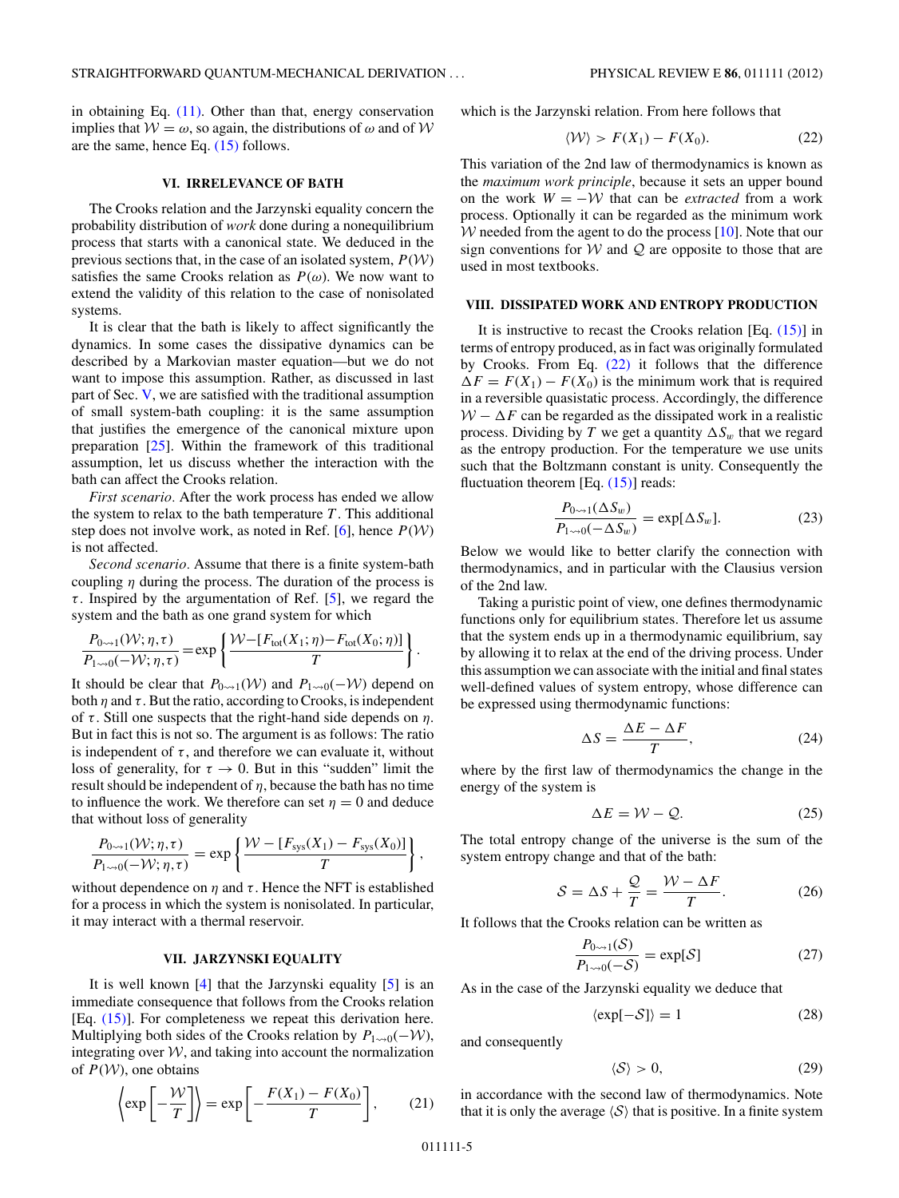in obtaining Eq. (11). Other than that, energy conservation implies that $\mathcal{W} = \omega$, so again, the distributions of $\omega$ and of $\mathcal{W}$ are the same, hence Eq. (15) follows.

## VI. IRRELEVANCE OF BATH

The Crooks relation and the Jarzynski equality concern the probability distribution of *work* done during a nonequilibrium process that starts with a canonical state. We deduced in the previous sections that, in the case of an isolated system, $P(\mathcal{W})$ satisfies the same Crooks relation as $P(\omega)$. We now want to extend the validity of this relation to the case of nonisolated systems.

It is clear that the bath is likely to affect significantly the dynamics. In some cases the dissipative dynamics can be described by a Markovian master equation—but we do not want to impose this assumption. Rather, as discussed in last part of Sec. V, we are satisfied with the traditional assumption of small system-bath coupling: it is the same assumption that justifies the emergence of the canonical mixture upon preparation [25]. Within the framework of this traditional assumption, let us discuss whether the interaction with the bath can affect the Crooks relation.

*First scenario.* After the work process has ended we allow the system to relax to the bath temperature $T$. This additional step does not involve work, as noted in Ref. [6], hence $P(\mathcal{W})$ is not affected.

*Second scenario.* Assume that there is a finite system-bath coupling $\eta$ during the process. The duration of the process is $\tau$. Inspired by the argumentation of Ref. [5], we regard the system and the bath as one grand system for which

$$\frac{P_{0\rightsquigarrow 1}(\mathcal{W};\eta,\tau)}{P_{1\rightsquigarrow 0}(-\mathcal{W};\eta,\tau)} = \exp\left\{\frac{\mathcal{W}-[F_{\text{tot}}(X_1;\eta)-F_{\text{tot}}(X_0;\eta)]}{T}\right\}.$$

It should be clear that $P_{0\rightsquigarrow 1}(\mathcal{W})$ and $P_{1\rightsquigarrow 0}(-\mathcal{W})$ depend on both $\eta$ and $\tau$. But the ratio, according to Crooks, is independent of $\tau$. Still one suspects that the right-hand side depends on $\eta$. But in fact this is not so. The argument is as follows: The ratio is independent of $\tau$, and therefore we can evaluate it, without loss of generality, for $\tau \to 0$. But in this "sudden" limit the result should be independent of $\eta$, because the bath has no time to influence the work. We therefore can set $\eta = 0$ and deduce that without loss of generality

$$\frac{P_{0\rightsquigarrow 1}(\mathcal{W};\eta,\tau)}{P_{1\rightsquigarrow 0}(-\mathcal{W};\eta,\tau)} = \exp\left\{\frac{\mathcal{W}-[F_{\text{sys}}(X_1)-F_{\text{sys}}(X_0)]}{T}\right\},$$

without dependence on $\eta$ and $\tau$. Hence the NFT is established for a process in which the system is nonisolated. In particular, it may interact with a thermal reservoir.

## VII. JARZYNSKI EQUALITY

It is well known [4] that the Jarzynski equality [5] is an immediate consequence that follows from the Crooks relation [Eq. (15)]. For completeness we repeat this derivation here. Multiplying both sides of the Crooks relation by $P_{1\rightsquigarrow 0}(-\mathcal{W})$, integrating over $\mathcal{W}$, and taking into account the normalization of $P(\mathcal{W})$, one obtains

$$\left\langle \exp\left[-\frac{\mathcal{W}}{T}\right]\right\rangle = \exp\left[-\frac{F(X_1)-F(X_0)}{T}\right], \tag{21}$$

which is the Jarzynski relation. From here follows that

$$\langle \mathcal{W}\rangle > F(X_1) - F(X_0). \tag{22}$$

This variation of the 2nd law of thermodynamics is known as the *maximum work principle*, because it sets an upper bound on the work $W = -\mathcal{W}$ that can be *extracted* from a work process. Optionally it can be regarded as the minimum work $\mathcal{W}$ needed from the agent to do the process [10]. Note that our sign conventions for $\mathcal{W}$ and $\mathcal{Q}$ are opposite to those that are used in most textbooks.

## VIII. DISSIPATED WORK AND ENTROPY PRODUCTION

It is instructive to recast the Crooks relation [Eq. (15)] in terms of entropy produced, as in fact was originally formulated by Crooks. From Eq. (22) it follows that the difference $\Delta F = F(X_1) - F(X_0)$ is the minimum work that is required in a reversible quasistatic process. Accordingly, the difference $\mathcal{W} - \Delta F$ can be regarded as the dissipated work in a realistic process. Dividing by $T$ we get a quantity $\Delta S_w$ that we regard as the entropy production. For the temperature we use units such that the Boltzmann constant is unity. Consequently the fluctuation theorem [Eq. (15)] reads:

$$\frac{P_{0\rightsquigarrow 1}(\Delta S_w)}{P_{1\rightsquigarrow 0}(-\Delta S_w)} = \exp[\Delta S_w]. \tag{23}$$

Below we would like to better clarify the connection with thermodynamics, and in particular with the Clausius version of the 2nd law.

Taking a puristic point of view, one defines thermodynamic functions only for equilibrium states. Therefore let us assume that the system ends up in a thermodynamic equilibrium, say by allowing it to relax at the end of the driving process. Under this assumption we can associate with the initial and final states well-defined values of system entropy, whose difference can be expressed using thermodynamic functions:

$$\Delta S = \frac{\Delta E - \Delta F}{T}, \tag{24}$$

where by the first law of thermodynamics the change in the energy of the system is

$$\Delta E = \mathcal{W} - \mathcal{Q}. \tag{25}$$

The total entropy change of the universe is the sum of the system entropy change and that of the bath:

$$\mathcal{S} = \Delta S + \frac{\mathcal{Q}}{T} = \frac{\mathcal{W} - \Delta F}{T}. \tag{26}$$

It follows that the Crooks relation can be written as

$$\frac{P_{0\rightsquigarrow 1}(\mathcal{S})}{P_{1\rightsquigarrow 0}(-\mathcal{S})} = \exp[\mathcal{S}] \tag{27}$$

As in the case of the Jarzynski equality we deduce that

$$\langle \exp[-\mathcal{S}]\rangle = 1 \tag{28}$$

and consequently

$$\langle \mathcal{S}\rangle > 0, \tag{29}$$

in accordance with the second law of thermodynamics. Note that it is only the average $\langle \mathcal{S}\rangle$ that is positive. In a finite system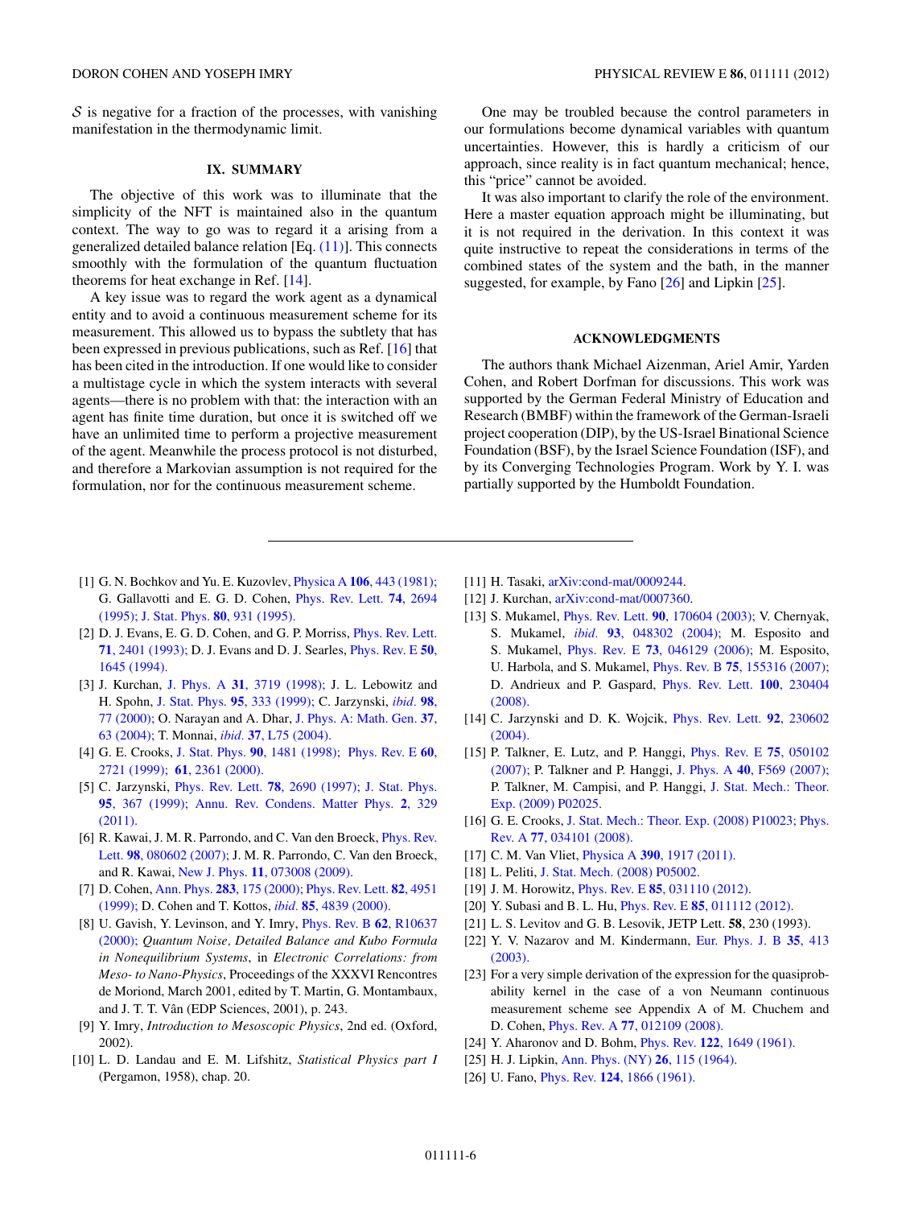$\mathcal{S}$ is negative for a fraction of the processes, with vanishing manifestation in the thermodynamic limit.

## IX. SUMMARY

The objective of this work was to illuminate that the simplicity of the NFT is maintained also in the quantum context. The way to go was to regard it a arising from a generalized detailed balance relation [Eq. (11)]. This connects smoothly with the formulation of the quantum fluctuation theorems for heat exchange in Ref. [14].

A key issue was to regard the work agent as a dynamical entity and to avoid a continuous measurement scheme for its measurement. This allowed us to bypass the subtlety that has been expressed in previous publications, such as Ref. [16] that has been cited in the introduction. If one would like to consider a multistage cycle in which the system interacts with several agents—there is no problem with that: the interaction with an agent has finite time duration, but once it is switched off we have an unlimited time to perform a projective measurement of the agent. Meanwhile the process protocol is not disturbed, and therefore a Markovian assumption is not required for the formulation, nor for the continuous measurement scheme.

One may be troubled because the control parameters in our formulations become dynamical variables with quantum uncertainties. However, this is hardly a criticism of our approach, since reality is in fact quantum mechanical; hence, this "price" cannot be avoided.

It was also important to clarify the role of the environment. Here a master equation approach might be illuminating, but it is not required in the derivation. In this context it was quite instructive to repeat the considerations in terms of the combined states of the system and the bath, in the manner suggested, for example, by Fano [26] and Lipkin [25].

## ACKNOWLEDGMENTS

The authors thank Michael Aizenman, Ariel Amir, Yarden Cohen, and Robert Dorfman for discussions. This work was supported by the German Federal Ministry of Education and Research (BMBF) within the framework of the German-Israeli project cooperation (DIP), by the US-Israel Binational Science Foundation (BSF), by the Israel Science Foundation (ISF), and by its Converging Technologies Program. Work by Y. I. was partially supported by the Humboldt Foundation.

---

[1] G. N. Bochkov and Yu. E. Kuzovlev, Physica A **106**, 443 (1981); G. Gallavotti and E. G. D. Cohen, Phys. Rev. Lett. **74**, 2694 (1995); J. Stat. Phys. **80**, 931 (1995).

[2] D. J. Evans, E. G. D. Cohen, and G. P. Morriss, Phys. Rev. Lett. **71**, 2401 (1993); D. J. Evans and D. J. Searles, Phys. Rev. E **50**, 1645 (1994).

[3] J. Kurchan, J. Phys. A **31**, 3719 (1998); J. L. Lebowitz and H. Spohn, J. Stat. Phys. **95**, 333 (1999); C. Jarzynski, *ibid.* **98**, 77 (2000); O. Narayan and A. Dhar, J. Phys. A: Math. Gen. **37**, 63 (2004); T. Monnai, *ibid.* **37**, L75 (2004).

[4] G. E. Crooks, J. Stat. Phys. **90**, 1481 (1998); Phys. Rev. E **60**, 2721 (1999); **61**, 2361 (2000).

[5] C. Jarzynski, Phys. Rev. Lett. **78**, 2690 (1997); J. Stat. Phys. **95**, 367 (1999); Annu. Rev. Condens. Matter Phys. **2**, 329 (2011).

[6] R. Kawai, J. M. R. Parrondo, and C. Van den Broeck, Phys. Rev. Lett. **98**, 080602 (2007); J. M. R. Parrondo, C. Van den Broeck, and R. Kawai, New J. Phys. **11**, 073008 (2009).

[7] D. Cohen, Ann. Phys. **283**, 175 (2000); Phys. Rev. Lett. **82**, 4951 (1999); D. Cohen and T. Kottos, *ibid.* **85**, 4839 (2000).

[8] U. Gavish, Y. Levinson, and Y. Imry, Phys. Rev. B **62**, R10637 (2000); *Quantum Noise, Detailed Balance and Kubo Formula in Nonequilibrium Systems*, in *Electronic Correlations: from Meso- to Nano-Physics*, Proceedings of the XXXVI Rencontres de Moriond, March 2001, edited by T. Martin, G. Montambaux, and J. T. T. Vân (EDP Sciences, 2001), p. 243.

[9] Y. Imry, *Introduction to Mesoscopic Physics*, 2nd ed. (Oxford, 2002).

[10] L. D. Landau and E. M. Lifshitz, *Statistical Physics part I* (Pergamon, 1958), chap. 20.

[11] H. Tasaki, arXiv:cond-mat/0009244.

[12] J. Kurchan, arXiv:cond-mat/0007360.

[13] S. Mukamel, Phys. Rev. Lett. **90**, 170604 (2003); V. Chernyak, S. Mukamel, *ibid.* **93**, 048302 (2004); M. Esposito and S. Mukamel, Phys. Rev. E **73**, 046129 (2006); M. Esposito, U. Harbola, and S. Mukamel, Phys. Rev. B **75**, 155316 (2007); D. Andrieux and P. Gaspard, Phys. Rev. Lett. **100**, 230404 (2008).

[14] C. Jarzynski and D. K. Wojcik, Phys. Rev. Lett. **92**, 230602 (2004).

[15] P. Talkner, E. Lutz, and P. Hanggi, Phys. Rev. E **75**, 050102 (2007); P. Talkner and P. Hanggi, J. Phys. A **40**, F569 (2007); P. Talkner, M. Campisi, and P. Hanggi, J. Stat. Mech.: Theor. Exp. (2009) P02025.

[16] G. E. Crooks, J. Stat. Mech.: Theor. Exp. (2008) P10023; Phys. Rev. A **77**, 034101 (2008).

[17] C. M. Van Vliet, Physica A **390**, 1917 (2011).

[18] L. Peliti, J. Stat. Mech. (2008) P05002.

[19] J. M. Horowitz, Phys. Rev. E **85**, 031110 (2012).

[20] Y. Subasi and B. L. Hu, Phys. Rev. E **85**, 011112 (2012).

[21] L. S. Levitov and G. B. Lesovik, JETP Lett. **58**, 230 (1993).

[22] Y. V. Nazarov and M. Kindermann, Eur. Phys. J. B **35**, 413 (2003).

[23] For a very simple derivation of the expression for the quasiprobability kernel in the case of a von Neumann continuous measurement scheme see Appendix A of M. Chuchem and D. Cohen, Phys. Rev. A **77**, 012109 (2008).

[24] Y. Aharonov and D. Bohm, Phys. Rev. **122**, 1649 (1961).

[25] H. J. Lipkin, Ann. Phys. (NY) **26**, 115 (1964).

[26] U. Fano, Phys. Rev. **124**, 1866 (1961).